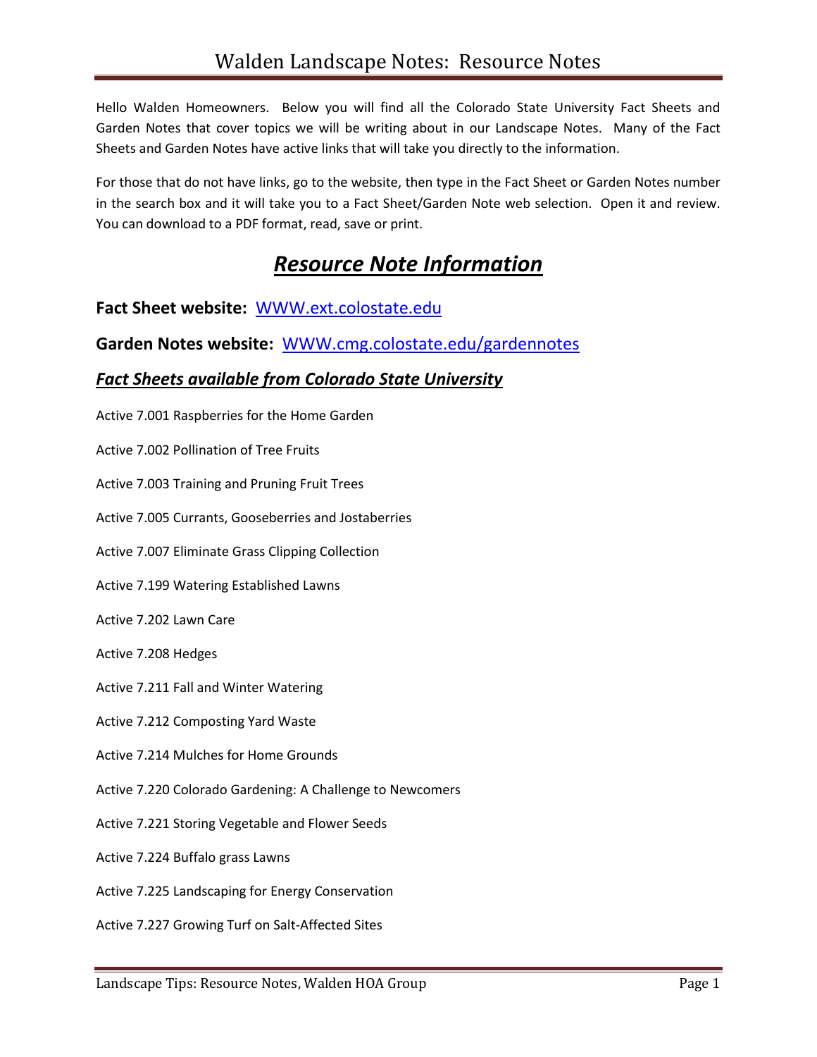# Walden Landscape Notes: Resource Notes

Hello Walden Homeowners. Below you will find all the Colorado State University Fact Sheets and Garden Notes that cover topics we will be writing about in our Landscape Notes. Many of the Fact Sheets and Garden Notes have active links that will take you directly to the information.

For those that do not have links, go to the website, then type in the Fact Sheet or Garden Notes number in the search box and it will take you to a Fact Sheet/Garden Note web selection. Open it and review. You can download to a PDF format, read, save or print.

## ***Resource Note Information***

**Fact Sheet website:** WWW.ext.colostate.edu

**Garden Notes website:** WWW.cmg.colostate.edu/gardennotes

### ***Fact Sheets available from Colorado State University***

Active 7.001 Raspberries for the Home Garden

Active 7.002 Pollination of Tree Fruits

Active 7.003 Training and Pruning Fruit Trees

Active 7.005 Currants, Gooseberries and Jostaberries

Active 7.007 Eliminate Grass Clipping Collection

Active 7.199 Watering Established Lawns

Active 7.202 Lawn Care

Active 7.208 Hedges

Active 7.211 Fall and Winter Watering

Active 7.212 Composting Yard Waste

Active 7.214 Mulches for Home Grounds

Active 7.220 Colorado Gardening: A Challenge to Newcomers

Active 7.221 Storing Vegetable and Flower Seeds

Active 7.224 Buffalo grass Lawns

Active 7.225 Landscaping for Energy Conservation

Active 7.227 Growing Turf on Salt-Affected Sites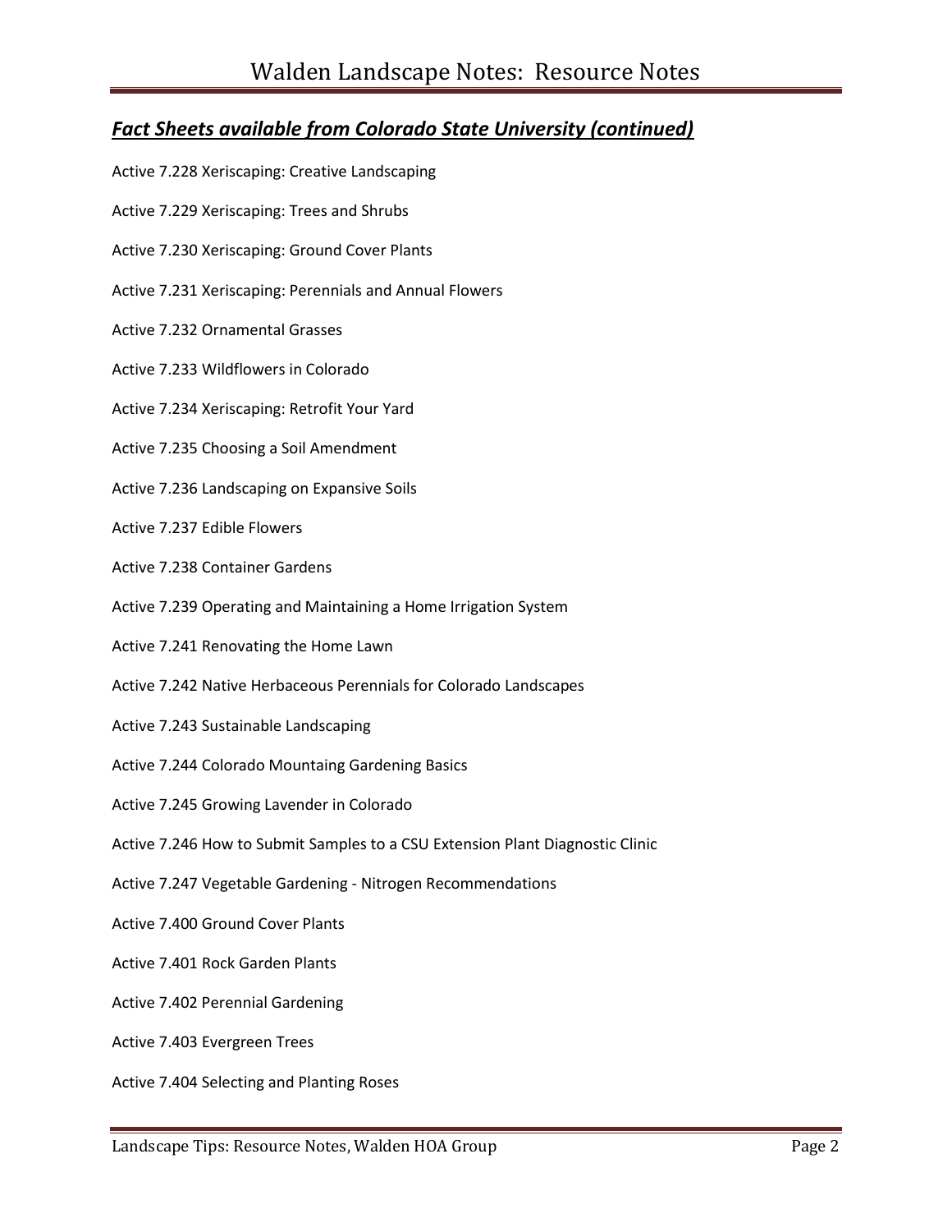## *Fact Sheets available from Colorado State University (continued)*

Active 7.228 Xeriscaping: Creative Landscaping

Active 7.229 Xeriscaping: Trees and Shrubs

Active 7.230 Xeriscaping: Ground Cover Plants

Active 7.231 Xeriscaping: Perennials and Annual Flowers

Active 7.232 Ornamental Grasses

Active 7.233 Wildflowers in Colorado

Active 7.234 Xeriscaping: Retrofit Your Yard

Active 7.235 Choosing a Soil Amendment

Active 7.236 Landscaping on Expansive Soils

Active 7.237 Edible Flowers

Active 7.238 Container Gardens

Active 7.239 Operating and Maintaining a Home Irrigation System

Active 7.241 Renovating the Home Lawn

Active 7.242 Native Herbaceous Perennials for Colorado Landscapes

Active 7.243 Sustainable Landscaping

Active 7.244 Colorado Mountaing Gardening Basics

Active 7.245 Growing Lavender in Colorado

Active 7.246 How to Submit Samples to a CSU Extension Plant Diagnostic Clinic

Active 7.247 Vegetable Gardening - Nitrogen Recommendations

Active 7.400 Ground Cover Plants

Active 7.401 Rock Garden Plants

Active 7.402 Perennial Gardening

Active 7.403 Evergreen Trees

Active 7.404 Selecting and Planting Roses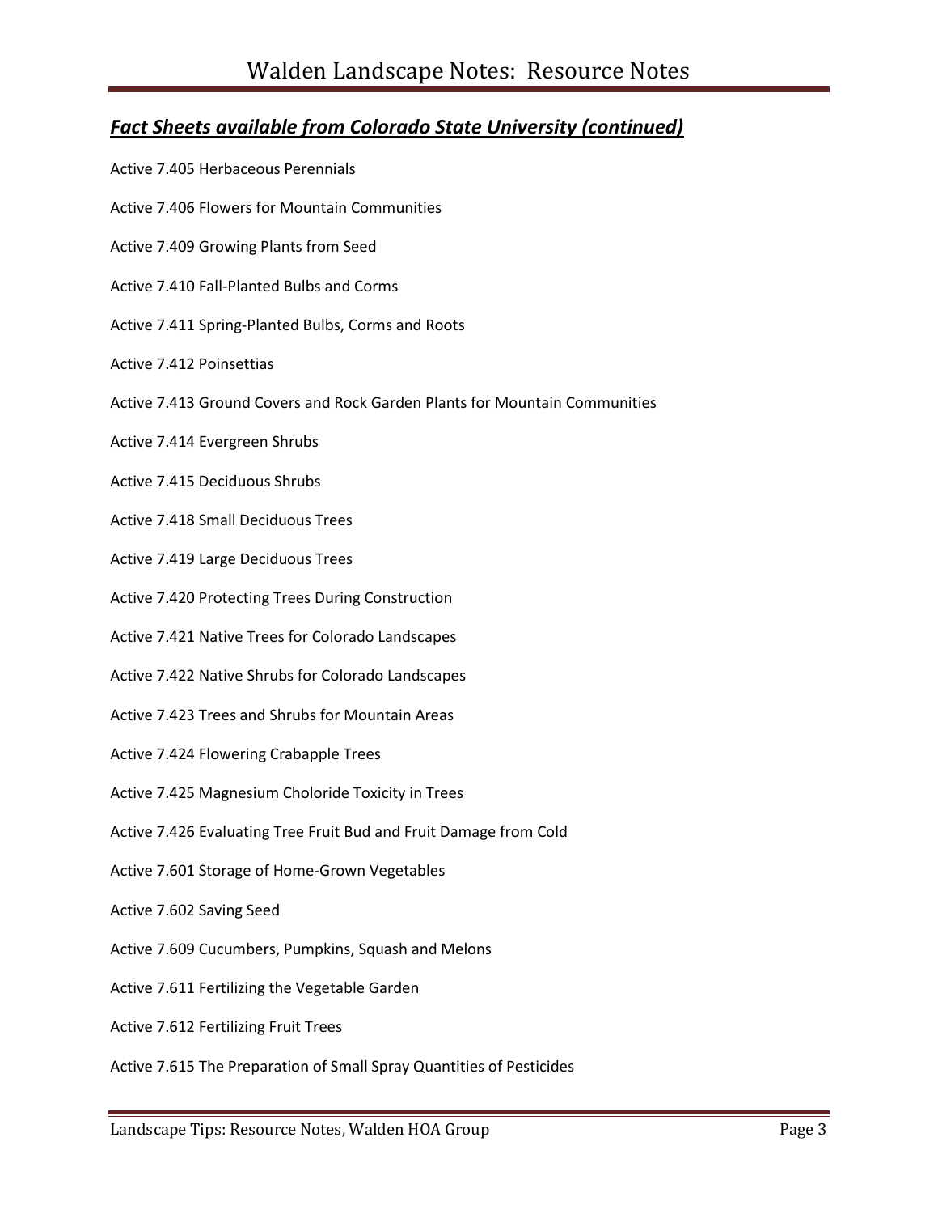## ***Fact Sheets available from Colorado State University (continued)***

Active 7.405 Herbaceous Perennials

Active 7.406 Flowers for Mountain Communities

Active 7.409 Growing Plants from Seed

Active 7.410 Fall-Planted Bulbs and Corms

Active 7.411 Spring-Planted Bulbs, Corms and Roots

Active 7.412 Poinsettias

Active 7.413 Ground Covers and Rock Garden Plants for Mountain Communities

Active 7.414 Evergreen Shrubs

Active 7.415 Deciduous Shrubs

Active 7.418 Small Deciduous Trees

Active 7.419 Large Deciduous Trees

Active 7.420 Protecting Trees During Construction

Active 7.421 Native Trees for Colorado Landscapes

Active 7.422 Native Shrubs for Colorado Landscapes

Active 7.423 Trees and Shrubs for Mountain Areas

Active 7.424 Flowering Crabapple Trees

Active 7.425 Magnesium Choloride Toxicity in Trees

Active 7.426 Evaluating Tree Fruit Bud and Fruit Damage from Cold

Active 7.601 Storage of Home-Grown Vegetables

Active 7.602 Saving Seed

Active 7.609 Cucumbers, Pumpkins, Squash and Melons

Active 7.611 Fertilizing the Vegetable Garden

Active 7.612 Fertilizing Fruit Trees

Active 7.615 The Preparation of Small Spray Quantities of Pesticides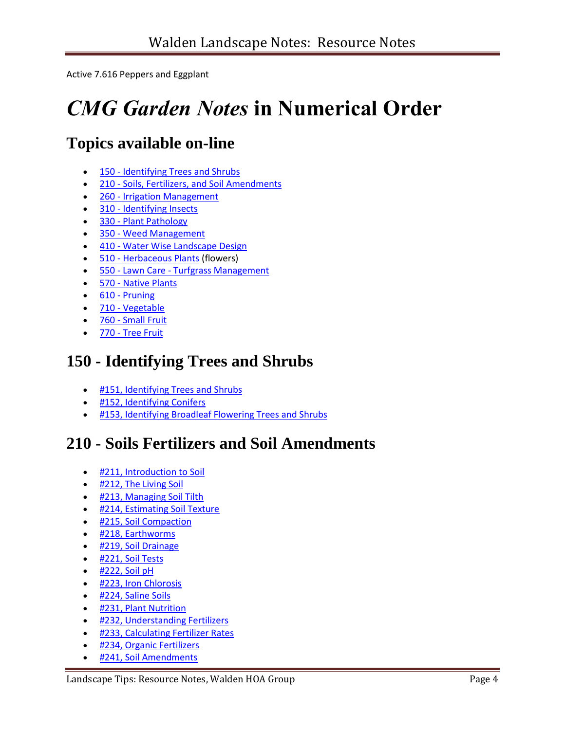Active 7.616 Peppers and Eggplant

# *CMG Garden Notes* in Numerical Order

## Topics available on-line

- 150 - Identifying Trees and Shrubs
- 210 - Soils, Fertilizers, and Soil Amendments
- 260 - Irrigation Management
- 310 - Identifying Insects
- 330 - Plant Pathology
- 350 - Weed Management
- 410 - Water Wise Landscape Design
- 510 - Herbaceous Plants (flowers)
- 550 - Lawn Care - Turfgrass Management
- 570 - Native Plants
- 610 - Pruning
- 710 - Vegetable
- 760 - Small Fruit
- 770 - Tree Fruit

## 150 - Identifying Trees and Shrubs

- #151, Identifying Trees and Shrubs
- #152, Identifying Conifers
- #153, Identifying Broadleaf Flowering Trees and Shrubs

## 210 - Soils Fertilizers and Soil Amendments

- #211, Introduction to Soil
- #212, The Living Soil
- #213, Managing Soil Tilth
- #214, Estimating Soil Texture
- #215, Soil Compaction
- #218, Earthworms
- #219, Soil Drainage
- #221, Soil Tests
- #222, Soil pH
- #223, Iron Chlorosis
- #224, Saline Soils
- #231, Plant Nutrition
- #232, Understanding Fertilizers
- #233, Calculating Fertilizer Rates
- #234, Organic Fertilizers
- #241, Soil Amendments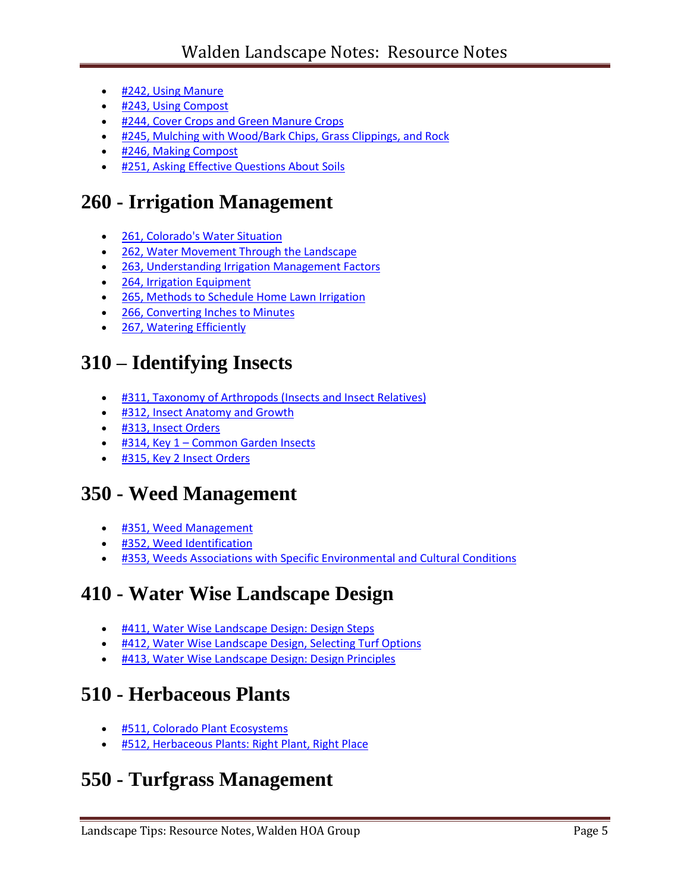- #242, Using Manure
- #243, Using Compost
- #244, Cover Crops and Green Manure Crops
- #245, Mulching with Wood/Bark Chips, Grass Clippings, and Rock
- #246, Making Compost
- #251, Asking Effective Questions About Soils

## 260 - Irrigation Management

- 261, Colorado's Water Situation
- 262, Water Movement Through the Landscape
- 263, Understanding Irrigation Management Factors
- 264, Irrigation Equipment
- 265, Methods to Schedule Home Lawn Irrigation
- 266, Converting Inches to Minutes
- 267, Watering Efficiently

## 310 – Identifying Insects

- #311, Taxonomy of Arthropods (Insects and Insect Relatives)
- #312, Insect Anatomy and Growth
- #313, Insect Orders
- #314, Key 1 – Common Garden Insects
- #315, Key 2 Insect Orders

## 350 - Weed Management

- #351, Weed Management
- #352, Weed Identification
- #353, Weeds Associations with Specific Environmental and Cultural Conditions

## 410 - Water Wise Landscape Design

- #411, Water Wise Landscape Design: Design Steps
- #412, Water Wise Landscape Design, Selecting Turf Options
- #413, Water Wise Landscape Design: Design Principles

## 510 - Herbaceous Plants

- #511, Colorado Plant Ecosystems
- #512, Herbaceous Plants: Right Plant, Right Place

## 550 - Turfgrass Management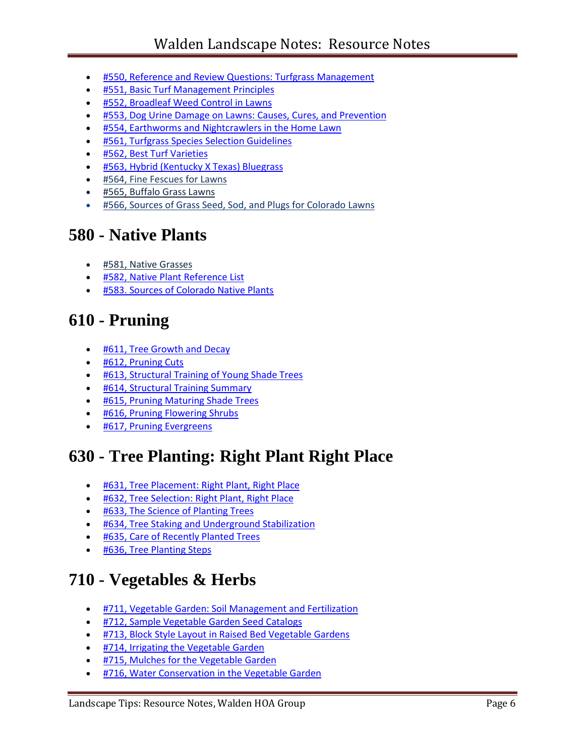- #550, Reference and Review Questions: Turfgrass Management
- #551, Basic Turf Management Principles
- #552, Broadleaf Weed Control in Lawns
- #553, Dog Urine Damage on Lawns: Causes, Cures, and Prevention
- #554, Earthworms and Nightcrawlers in the Home Lawn
- #561, Turfgrass Species Selection Guidelines
- #562, Best Turf Varieties
- #563, Hybrid (Kentucky X Texas) Bluegrass
- #564, Fine Fescues for Lawns
- #565, Buffalo Grass Lawns
- #566, Sources of Grass Seed, Sod, and Plugs for Colorado Lawns

# 580 - Native Plants

- #581, Native Grasses
- #582, Native Plant Reference List
- #583. Sources of Colorado Native Plants

# 610 - Pruning

- #611, Tree Growth and Decay
- #612, Pruning Cuts
- #613, Structural Training of Young Shade Trees
- #614, Structural Training Summary
- #615, Pruning Maturing Shade Trees
- #616, Pruning Flowering Shrubs
- #617, Pruning Evergreens

# 630 - Tree Planting: Right Plant Right Place

- #631, Tree Placement: Right Plant, Right Place
- #632, Tree Selection: Right Plant, Right Place
- #633, The Science of Planting Trees
- #634, Tree Staking and Underground Stabilization
- #635, Care of Recently Planted Trees
- #636, Tree Planting Steps

# 710 - Vegetables & Herbs

- #711, Vegetable Garden: Soil Management and Fertilization
- #712, Sample Vegetable Garden Seed Catalogs
- #713, Block Style Layout in Raised Bed Vegetable Gardens
- #714, Irrigating the Vegetable Garden
- #715, Mulches for the Vegetable Garden
- #716, Water Conservation in the Vegetable Garden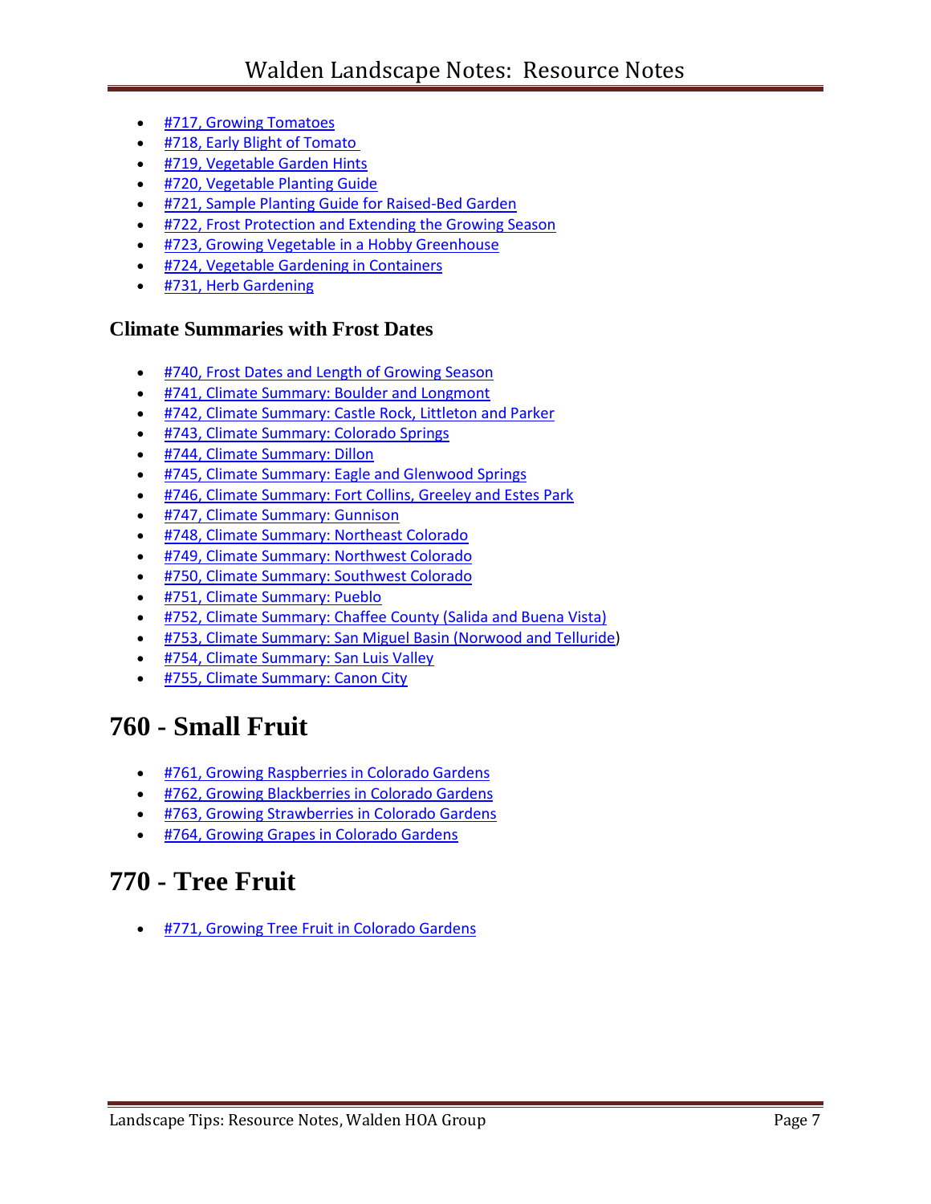- #717, Growing Tomatoes
- #718, Early Blight of Tomato
- #719, Vegetable Garden Hints
- #720, Vegetable Planting Guide
- #721, Sample Planting Guide for Raised-Bed Garden
- #722, Frost Protection and Extending the Growing Season
- #723, Growing Vegetable in a Hobby Greenhouse
- #724, Vegetable Gardening in Containers
- #731, Herb Gardening

### Climate Summaries with Frost Dates

- #740, Frost Dates and Length of Growing Season
- #741, Climate Summary: Boulder and Longmont
- #742, Climate Summary: Castle Rock, Littleton and Parker
- #743, Climate Summary: Colorado Springs
- #744, Climate Summary: Dillon
- #745, Climate Summary: Eagle and Glenwood Springs
- #746, Climate Summary: Fort Collins, Greeley and Estes Park
- #747, Climate Summary: Gunnison
- #748, Climate Summary: Northeast Colorado
- #749, Climate Summary: Northwest Colorado
- #750, Climate Summary: Southwest Colorado
- #751, Climate Summary: Pueblo
- #752, Climate Summary: Chaffee County (Salida and Buena Vista)
- #753, Climate Summary: San Miguel Basin (Norwood and Telluride)
- #754, Climate Summary: San Luis Valley
- #755, Climate Summary: Canon City

## 760 - Small Fruit

- #761, Growing Raspberries in Colorado Gardens
- #762, Growing Blackberries in Colorado Gardens
- #763, Growing Strawberries in Colorado Gardens
- #764, Growing Grapes in Colorado Gardens

## 770 - Tree Fruit

- #771, Growing Tree Fruit in Colorado Gardens